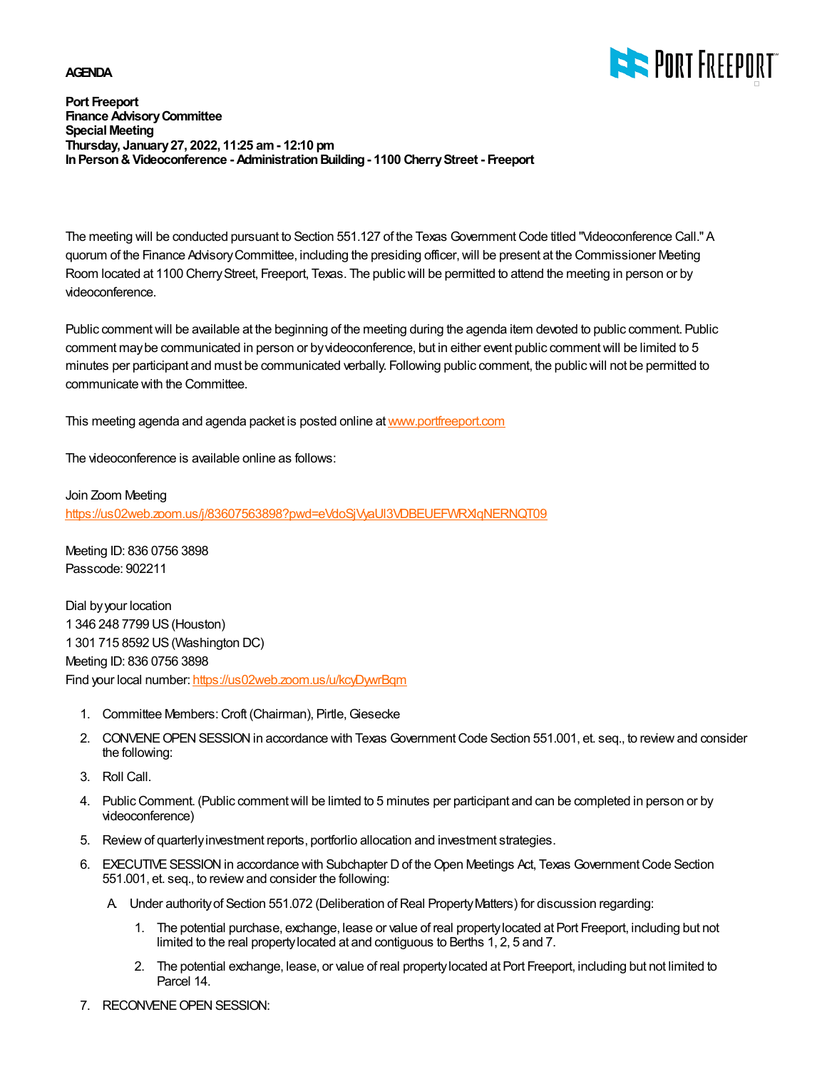**AGENDA**

**Port Freeport**
**Finance Advisory Committee**
**Special Meeting**
**Thursday, January 27, 2022, 11:25 am - 12:10 pm**
**In Person & Videoconference - Administration Building - 1100 Cherry Street - Freeport**

The meeting will be conducted pursuant to Section 551.127 of the Texas Government Code titled "Videoconference Call." A quorum of the Finance Advisory Committee, including the presiding officer, will be present at the Commissioner Meeting Room located at 1100 Cherry Street, Freeport, Texas. The public will be permitted to attend the meeting in person or by videoconference.

Public comment will be available at the beginning of the meeting during the agenda item devoted to public comment. Public comment may be communicated in person or by videoconference, but in either event public comment will be limited to 5 minutes per participant and must be communicated verbally. Following public comment, the public will not be permitted to communicate with the Committee.

This meeting agenda and agenda packet is posted online at www.portfreeport.com

The videoconference is available online as follows:

Join Zoom Meeting
https://us02web.zoom.us/j/83607563898?pwd=eVdoSjVyaUl3VDBEUEFWRXlqNERNQT09

Meeting ID: 836 0756 3898
Passcode: 902211

Dial by your location
1 346 248 7799 US (Houston)
1 301 715 8592 US (Washington DC)
Meeting ID: 836 0756 3898
Find your local number: https://us02web.zoom.us/u/kcyDywrBqm

1. Committee Members: Croft (Chairman), Pirtle, Giesecke
2. CONVENE OPEN SESSION in accordance with Texas Government Code Section 551.001, et. seq., to review and consider the following:
3. Roll Call.
4. Public Comment. (Public comment will be limted to 5 minutes per participant and can be completed in person or by videoconference)
5. Review of quarterly investment reports, portforlio allocation and investment strategies.
6. EXECUTIVE SESSION in accordance with Subchapter D of the Open Meetings Act, Texas Government Code Section 551.001, et. seq., to review and consider the following:
   A. Under authority of Section 551.072 (Deliberation of Real Property Matters) for discussion regarding:
      1. The potential purchase, exchange, lease or value of real property located at Port Freeport, including but not limited to the real property located at and contiguous to Berths 1, 2, 5 and 7.
      2. The potential exchange, lease, or value of real property located at Port Freeport, including but not limited to Parcel 14.
7. RECONVENE OPEN SESSION: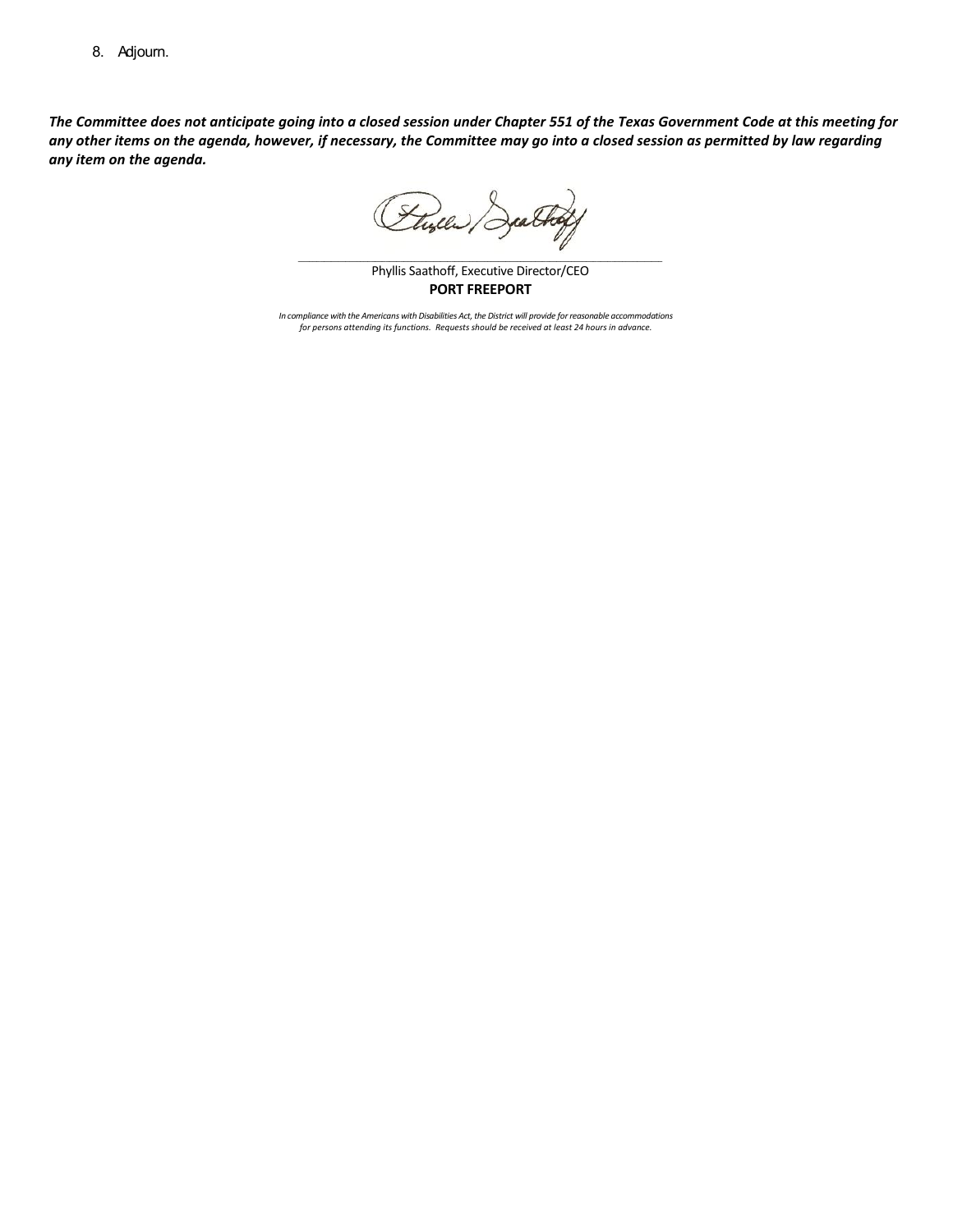8. Adjourn.

***The Committee does not anticipate going into a closed session under Chapter 551 of the Texas Government Code at this meeting for any other items on the agenda, however, if necessary, the Committee may go into a closed session as permitted by law regarding any item on the agenda.***

\_\_\_\_\_\_\_\_\_\_\_\_\_\_\_\_\_\_\_\_\_\_\_\_\_\_\_\_\_\_\_\_\_\_\_\_\_\_\_\_

Phyllis Saathoff, Executive Director/CEO

**PORT FREEPORT**

*In compliance with the Americans with Disabilities Act, the District will provide for reasonable accommodations for persons attending its functions. Requests should be received at least 24 hours in advance.*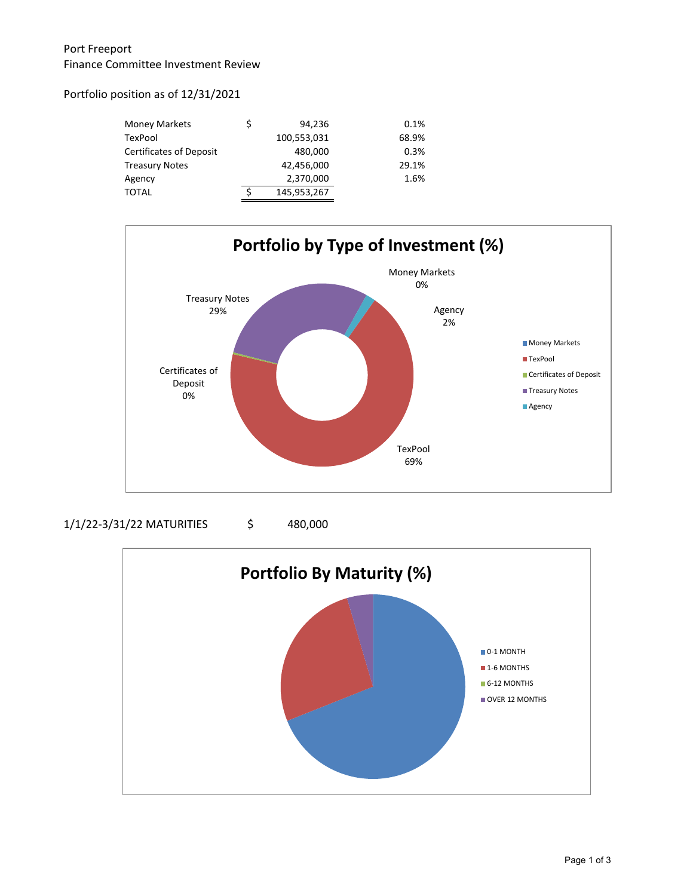Port Freeport

Finance Committee Investment Review

Portfolio position as of 12/31/2021

| | | | |
|---|---|---|---|
| Money Markets | $ | 94,236 | 0.1% |
| TexPool | | 100,553,031 | 68.9% |
| Certificates of Deposit | | 480,000 | 0.3% |
| Treasury Notes | | 42,456,000 | 29.1% |
| Agency | | 2,370,000 | 1.6% |
| TOTAL | $ | 145,953,267 | |

**Portfolio by Type of Investment (%)**

- Money Markets 0%
- TexPool 69%
- Certificates of Deposit 0%
- Treasury Notes 29%
- Agency 2%

1/1/22-3/31/22 MATURITIES $ 480,000

**Portfolio By Maturity (%)**

- 0-1 MONTH
- 1-6 MONTHS
- 6-12 MONTHS
- OVER 12 MONTHS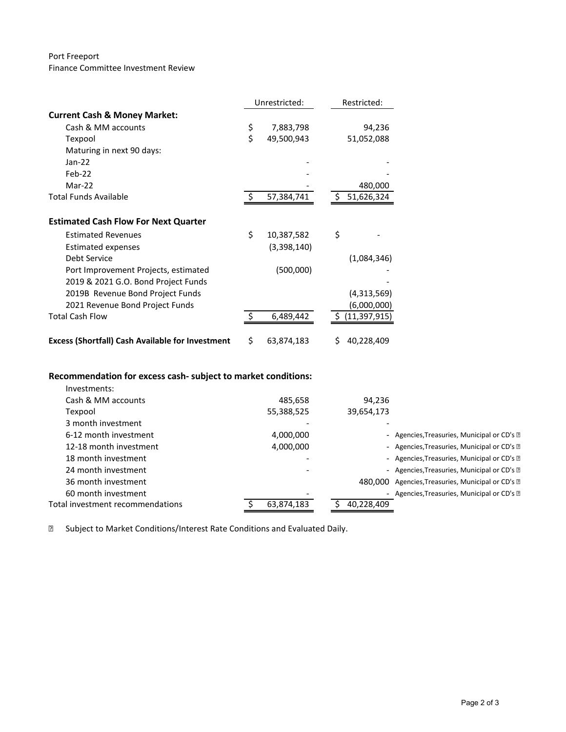Port Freeport
Finance Committee Investment Review

| | Unrestricted: | Restricted: | |
|---|---|---|---|
| **Current Cash & Money Market:** | | | |
| Cash & MM accounts | $ 7,883,798 | 94,236 | |
| Texpool | $ 49,500,943 | 51,052,088 | |
| Maturing in next 90 days: | | | |
| Jan-22 | - | - | |
| Feb-22 | - | - | |
| Mar-22 | - | 480,000 | |
| Total Funds Available | $ 57,384,741 | $ 51,626,324 | |
| | | | |
| **Estimated Cash Flow For Next Quarter** | | | |
| Estimated Revenues | $ 10,387,582 | $ - | |
| Estimated expenses | (3,398,140) | | |
| Debt Service | | (1,084,346) | |
| Port Improvement Projects, estimated | (500,000) | - | |
| 2019 & 2021 G.O. Bond Project Funds | | - | |
| 2019B Revenue Bond Project Funds | | (4,313,569) | |
| 2021 Revenue Bond Project Funds | | (6,000,000) | |
| Total Cash Flow | $ 6,489,442 | $ (11,397,915) | |
| | | | |
| **Excess (Shortfall) Cash Available for Investment** | $ 63,874,183 | $ 40,228,409 | |
| | | | |
| **Recommendation for excess cash- subject to market conditions:** | | | |
| Investments: | | | |
| Cash & MM accounts | 485,658 | 94,236 | |
| Texpool | 55,388,525 | 39,654,173 | |
| 3 month investment | - | - | |
| 6-12 month investment | 4,000,000 | - | Agencies,Treasuries, Municipal or CD's ⁕ |
| 12-18 month investment | 4,000,000 | - | Agencies,Treasuries, Municipal or CD's ⁕ |
| 18 month investment | - | - | Agencies,Treasuries, Municipal or CD's ⁕ |
| 24 month investment | - | - | Agencies,Treasuries, Municipal or CD's ⁕ |
| 36 month investment | | 480,000 | Agencies,Treasuries, Municipal or CD's ⁕ |
| 60 month investment | - | - | Agencies,Treasuries, Municipal or CD's ⁕ |
| Total investment recommendations | $ 63,874,183 | $ 40,228,409 | |

⁕ Subject to Market Conditions/Interest Rate Conditions and Evaluated Daily.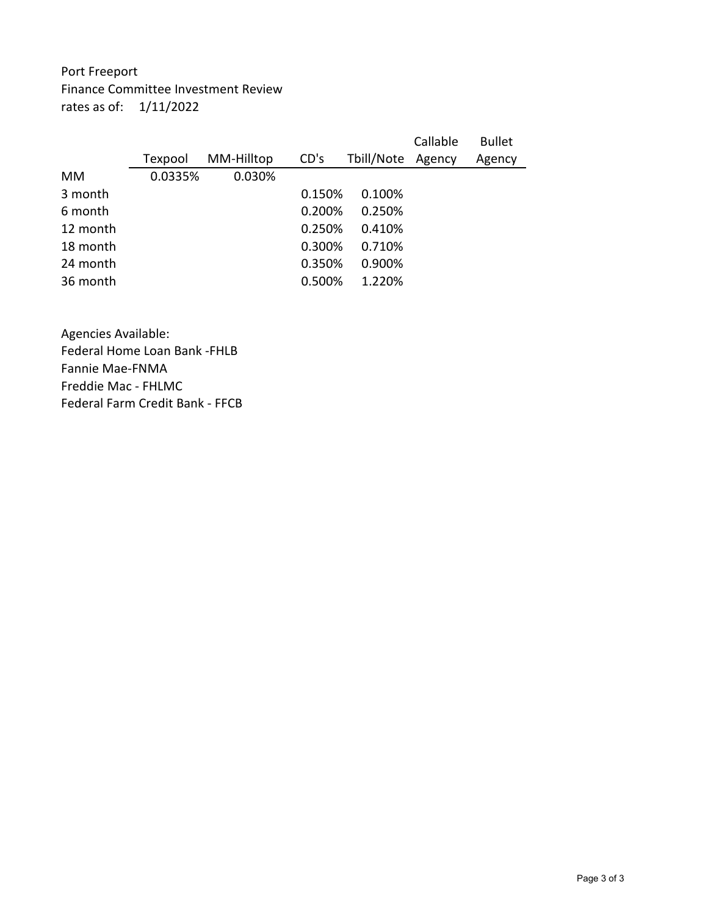Port Freeport
Finance Committee Investment Review
rates as of: 1/11/2022

| | Texpool | MM-Hilltop | CD's | Tbill/Note | Callable Agency | Bullet Agency |
|---|---|---|---|---|---|---|
| MM | 0.0335% | 0.030% | | | | |
| 3 month | | | 0.150% | 0.100% | | |
| 6 month | | | 0.200% | 0.250% | | |
| 12 month | | | 0.250% | 0.410% | | |
| 18 month | | | 0.300% | 0.710% | | |
| 24 month | | | 0.350% | 0.900% | | |
| 36 month | | | 0.500% | 1.220% | | |

Agencies Available:
Federal Home Loan Bank -FHLB
Fannie Mae-FNMA
Freddie Mac - FHLMC
Federal Farm Credit Bank - FFCB